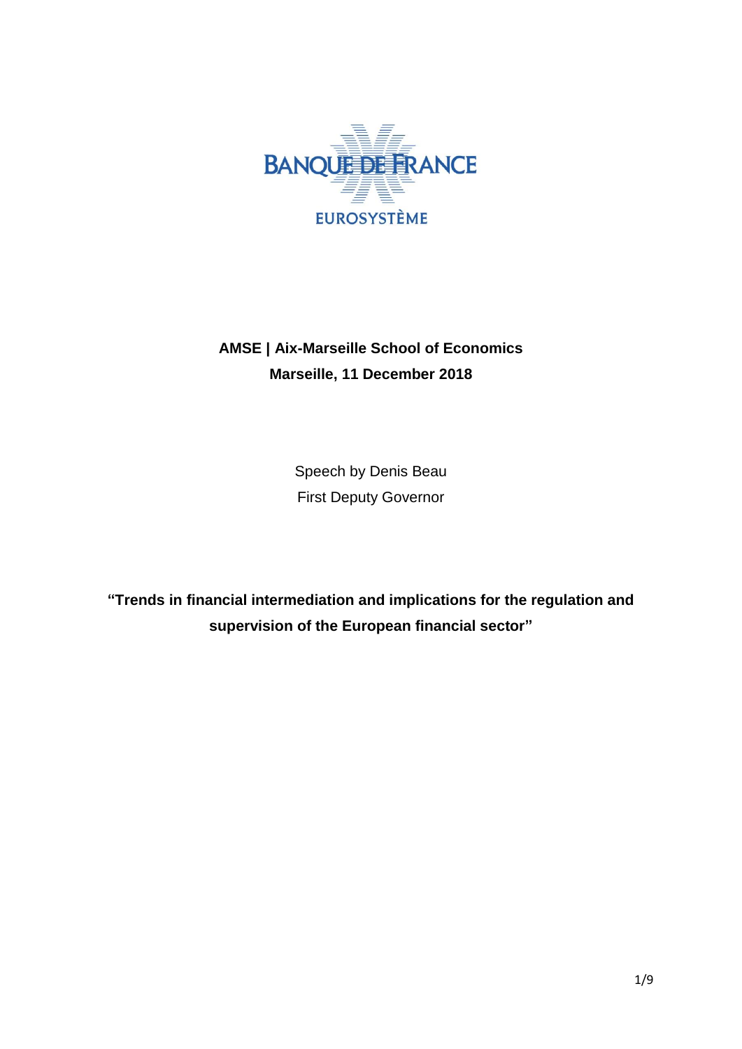BANQUE DE FRANCE

EUROSYSTÈME

**AMSE | Aix-Marseille School of Economics**

**Marseille, 11 December 2018**

Speech by Denis Beau

First Deputy Governor

**"Trends in financial intermediation and implications for the regulation and supervision of the European financial sector"**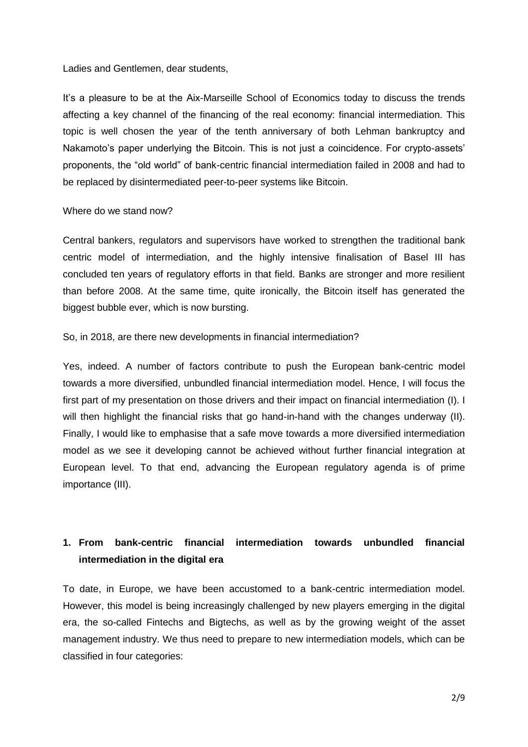Ladies and Gentlemen, dear students,

It's a pleasure to be at the Aix-Marseille School of Economics today to discuss the trends affecting a key channel of the financing of the real economy: financial intermediation. This topic is well chosen the year of the tenth anniversary of both Lehman bankruptcy and Nakamoto's paper underlying the Bitcoin. This is not just a coincidence. For crypto-assets' proponents, the "old world" of bank-centric financial intermediation failed in 2008 and had to be replaced by disintermediated peer-to-peer systems like Bitcoin.

Where do we stand now?

Central bankers, regulators and supervisors have worked to strengthen the traditional bank centric model of intermediation, and the highly intensive finalisation of Basel III has concluded ten years of regulatory efforts in that field. Banks are stronger and more resilient than before 2008. At the same time, quite ironically, the Bitcoin itself has generated the biggest bubble ever, which is now bursting.

So, in 2018, are there new developments in financial intermediation?

Yes, indeed. A number of factors contribute to push the European bank-centric model towards a more diversified, unbundled financial intermediation model. Hence, I will focus the first part of my presentation on those drivers and their impact on financial intermediation (I). I will then highlight the financial risks that go hand-in-hand with the changes underway (II). Finally, I would like to emphasise that a safe move towards a more diversified intermediation model as we see it developing cannot be achieved without further financial integration at European level. To that end, advancing the European regulatory agenda is of prime importance (III).

## 1. From bank-centric financial intermediation towards unbundled financial intermediation in the digital era

To date, in Europe, we have been accustomed to a bank-centric intermediation model. However, this model is being increasingly challenged by new players emerging in the digital era, the so-called Fintechs and Bigtechs, as well as by the growing weight of the asset management industry. We thus need to prepare to new intermediation models, which can be classified in four categories: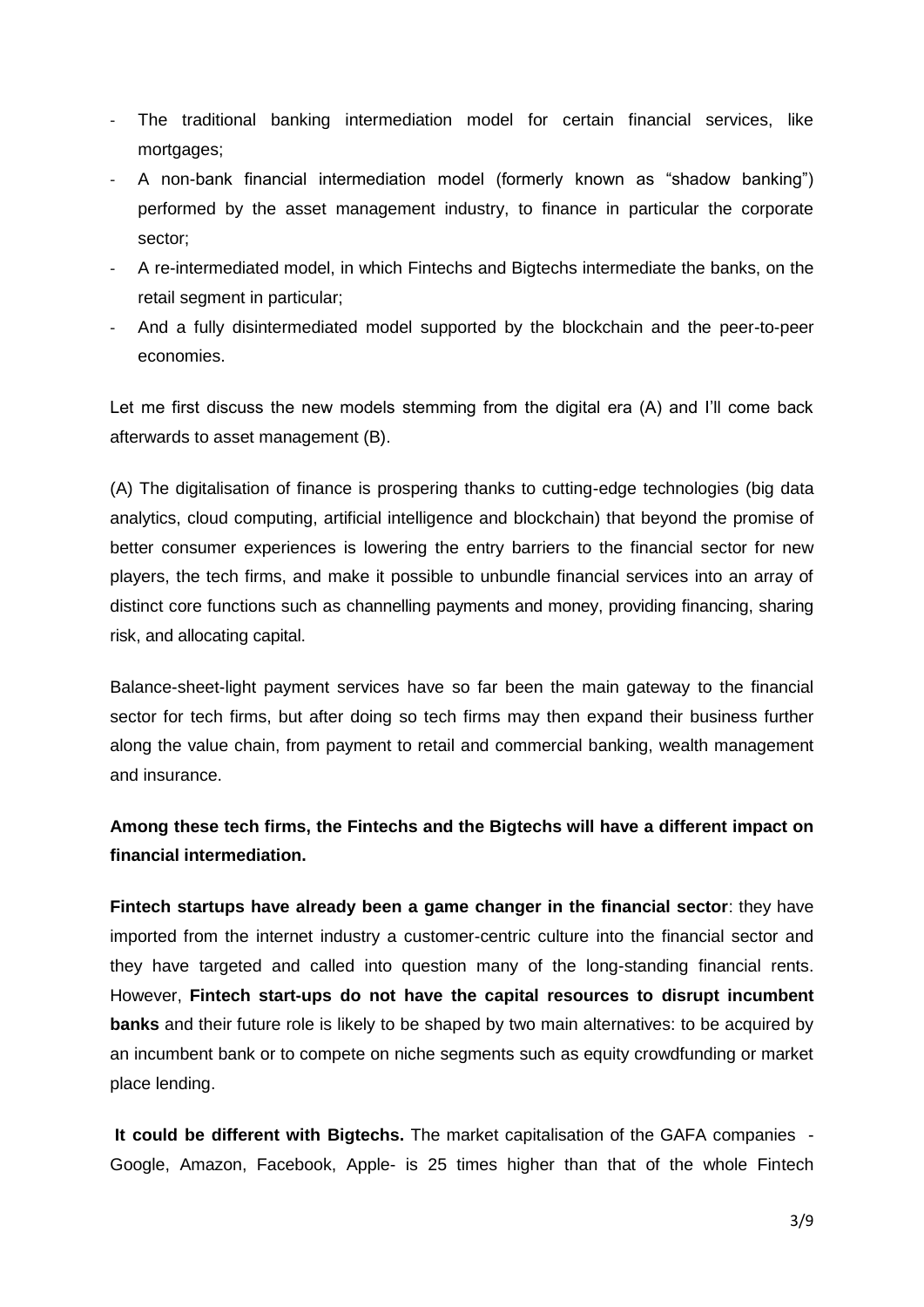- The traditional banking intermediation model for certain financial services, like mortgages;
- A non-bank financial intermediation model (formerly known as "shadow banking") performed by the asset management industry, to finance in particular the corporate sector;
- A re-intermediated model, in which Fintechs and Bigtechs intermediate the banks, on the retail segment in particular;
- And a fully disintermediated model supported by the blockchain and the peer-to-peer economies.

Let me first discuss the new models stemming from the digital era (A) and I'll come back afterwards to asset management (B).

(A) The digitalisation of finance is prospering thanks to cutting-edge technologies (big data analytics, cloud computing, artificial intelligence and blockchain) that beyond the promise of better consumer experiences is lowering the entry barriers to the financial sector for new players, the tech firms, and make it possible to unbundle financial services into an array of distinct core functions such as channelling payments and money, providing financing, sharing risk, and allocating capital.

Balance-sheet-light payment services have so far been the main gateway to the financial sector for tech firms, but after doing so tech firms may then expand their business further along the value chain, from payment to retail and commercial banking, wealth management and insurance.

**Among these tech firms, the Fintechs and the Bigtechs will have a different impact on financial intermediation.**

**Fintech startups have already been a game changer in the financial sector**: they have imported from the internet industry a customer-centric culture into the financial sector and they have targeted and called into question many of the long-standing financial rents. However, **Fintech start-ups do not have the capital resources to disrupt incumbent banks** and their future role is likely to be shaped by two main alternatives: to be acquired by an incumbent bank or to compete on niche segments such as equity crowdfunding or market place lending.

**It could be different with Bigtechs.** The market capitalisation of the GAFA companies - Google, Amazon, Facebook, Apple- is 25 times higher than that of the whole Fintech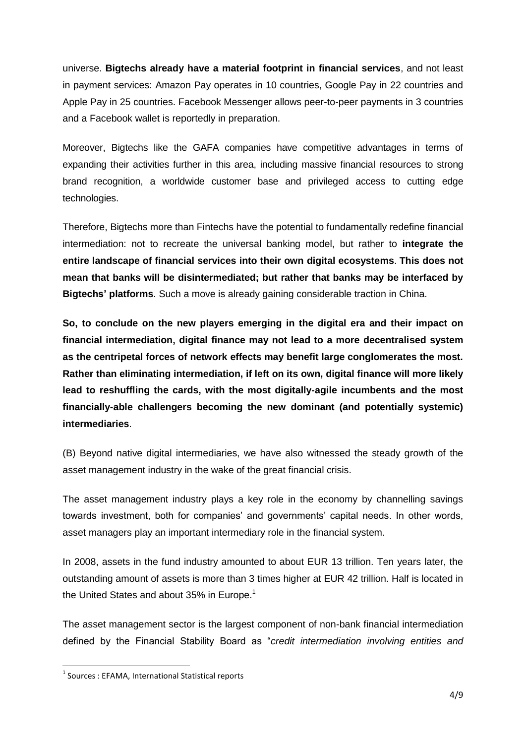universe. **Bigtechs already have a material footprint in financial services**, and not least in payment services: Amazon Pay operates in 10 countries, Google Pay in 22 countries and Apple Pay in 25 countries. Facebook Messenger allows peer-to-peer payments in 3 countries and a Facebook wallet is reportedly in preparation.

Moreover, Bigtechs like the GAFA companies have competitive advantages in terms of expanding their activities further in this area, including massive financial resources to strong brand recognition, a worldwide customer base and privileged access to cutting edge technologies.

Therefore, Bigtechs more than Fintechs have the potential to fundamentally redefine financial intermediation: not to recreate the universal banking model, but rather to **integrate the entire landscape of financial services into their own digital ecosystems**. **This does not mean that banks will be disintermediated; but rather that banks may be interfaced by Bigtechs' platforms**. Such a move is already gaining considerable traction in China.

**So, to conclude on the new players emerging in the digital era and their impact on financial intermediation, digital finance may not lead to a more decentralised system as the centripetal forces of network effects may benefit large conglomerates the most. Rather than eliminating intermediation, if left on its own, digital finance will more likely lead to reshuffling the cards, with the most digitally-agile incumbents and the most financially-able challengers becoming the new dominant (and potentially systemic) intermediaries**.

(B) Beyond native digital intermediaries, we have also witnessed the steady growth of the asset management industry in the wake of the great financial crisis.

The asset management industry plays a key role in the economy by channelling savings towards investment, both for companies' and governments' capital needs. In other words, asset managers play an important intermediary role in the financial system.

In 2008, assets in the fund industry amounted to about EUR 13 trillion. Ten years later, the outstanding amount of assets is more than 3 times higher at EUR 42 trillion. Half is located in the United States and about 35% in Europe.[1]

The asset management sector is the largest component of non-bank financial intermediation defined by the Financial Stability Board as "*credit intermediation involving entities and*

[1] Sources : EFAMA, International Statistical reports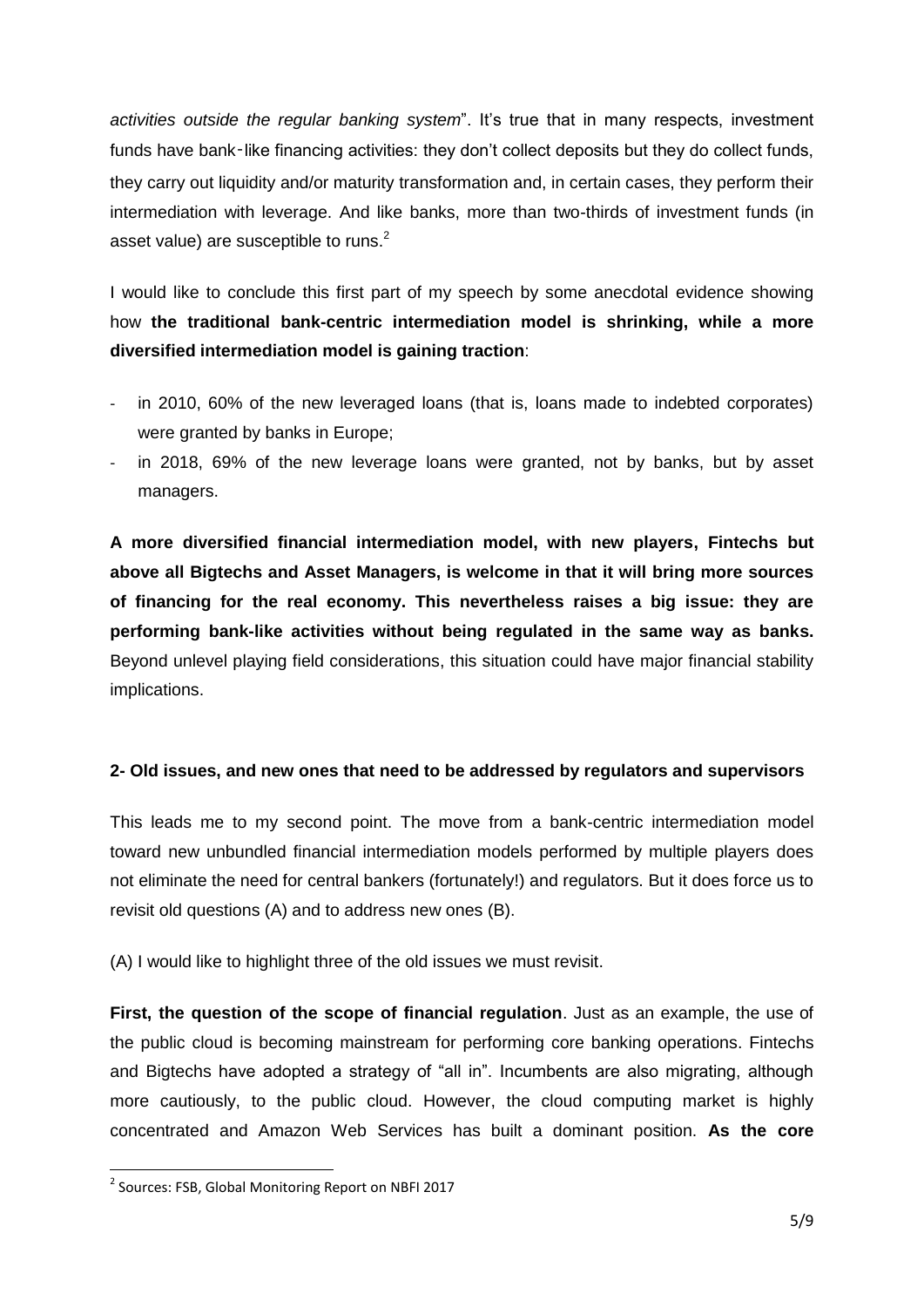*activities outside the regular banking system*". It's true that in many respects, investment funds have bank-like financing activities: they don't collect deposits but they do collect funds, they carry out liquidity and/or maturity transformation and, in certain cases, they perform their intermediation with leverage. And like banks, more than two-thirds of investment funds (in asset value) are susceptible to runs.[2]

I would like to conclude this first part of my speech by some anecdotal evidence showing how **the traditional bank-centric intermediation model is shrinking, while a more diversified intermediation model is gaining traction**:

- in 2010, 60% of the new leveraged loans (that is, loans made to indebted corporates) were granted by banks in Europe;
- in 2018, 69% of the new leverage loans were granted, not by banks, but by asset managers.

**A more diversified financial intermediation model, with new players, Fintechs but above all Bigtechs and Asset Managers, is welcome in that it will bring more sources of financing for the real economy. This nevertheless raises a big issue: they are performing bank-like activities without being regulated in the same way as banks.** Beyond unlevel playing field considerations, this situation could have major financial stability implications.

## 2- Old issues, and new ones that need to be addressed by regulators and supervisors

This leads me to my second point. The move from a bank-centric intermediation model toward new unbundled financial intermediation models performed by multiple players does not eliminate the need for central bankers (fortunately!) and regulators. But it does force us to revisit old questions (A) and to address new ones (B).

(A) I would like to highlight three of the old issues we must revisit.

**First, the question of the scope of financial regulation**. Just as an example, the use of the public cloud is becoming mainstream for performing core banking operations. Fintechs and Bigtechs have adopted a strategy of "all in". Incumbents are also migrating, although more cautiously, to the public cloud. However, the cloud computing market is highly concentrated and Amazon Web Services has built a dominant position. **As the core**

[2] Sources: FSB, Global Monitoring Report on NBFI 2017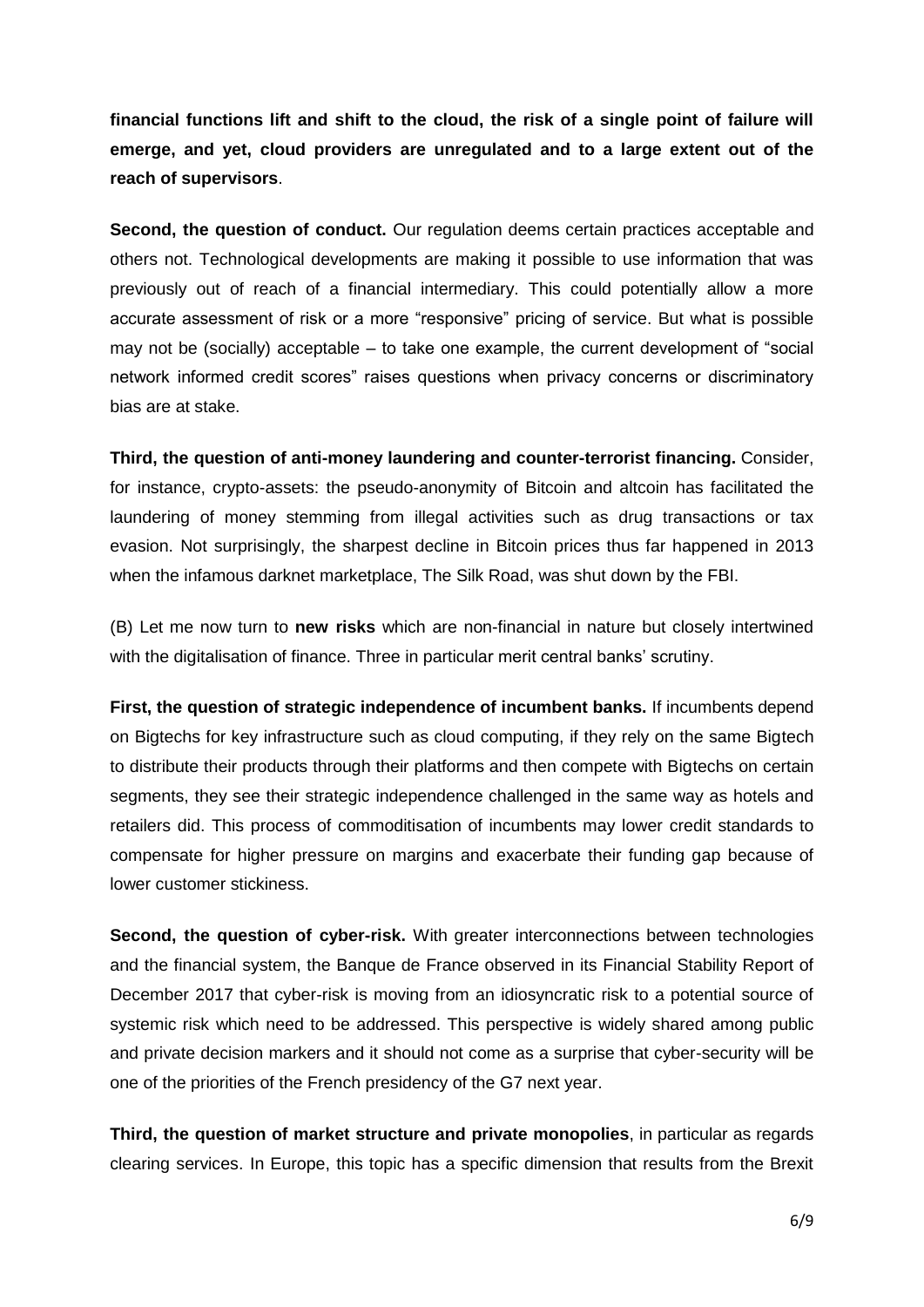**financial functions lift and shift to the cloud, the risk of a single point of failure will emerge, and yet, cloud providers are unregulated and to a large extent out of the reach of supervisors**.

**Second, the question of conduct.** Our regulation deems certain practices acceptable and others not. Technological developments are making it possible to use information that was previously out of reach of a financial intermediary. This could potentially allow a more accurate assessment of risk or a more "responsive" pricing of service. But what is possible may not be (socially) acceptable – to take one example, the current development of "social network informed credit scores" raises questions when privacy concerns or discriminatory bias are at stake.

**Third, the question of anti-money laundering and counter-terrorist financing.** Consider, for instance, crypto-assets: the pseudo-anonymity of Bitcoin and altcoin has facilitated the laundering of money stemming from illegal activities such as drug transactions or tax evasion. Not surprisingly, the sharpest decline in Bitcoin prices thus far happened in 2013 when the infamous darknet marketplace, The Silk Road, was shut down by the FBI.

(B) Let me now turn to **new risks** which are non-financial in nature but closely intertwined with the digitalisation of finance. Three in particular merit central banks' scrutiny.

**First, the question of strategic independence of incumbent banks.** If incumbents depend on Bigtechs for key infrastructure such as cloud computing, if they rely on the same Bigtech to distribute their products through their platforms and then compete with Bigtechs on certain segments, they see their strategic independence challenged in the same way as hotels and retailers did. This process of commoditisation of incumbents may lower credit standards to compensate for higher pressure on margins and exacerbate their funding gap because of lower customer stickiness.

**Second, the question of cyber-risk.** With greater interconnections between technologies and the financial system, the Banque de France observed in its Financial Stability Report of December 2017 that cyber-risk is moving from an idiosyncratic risk to a potential source of systemic risk which need to be addressed. This perspective is widely shared among public and private decision markers and it should not come as a surprise that cyber-security will be one of the priorities of the French presidency of the G7 next year.

**Third, the question of market structure and private monopolies**, in particular as regards clearing services. In Europe, this topic has a specific dimension that results from the Brexit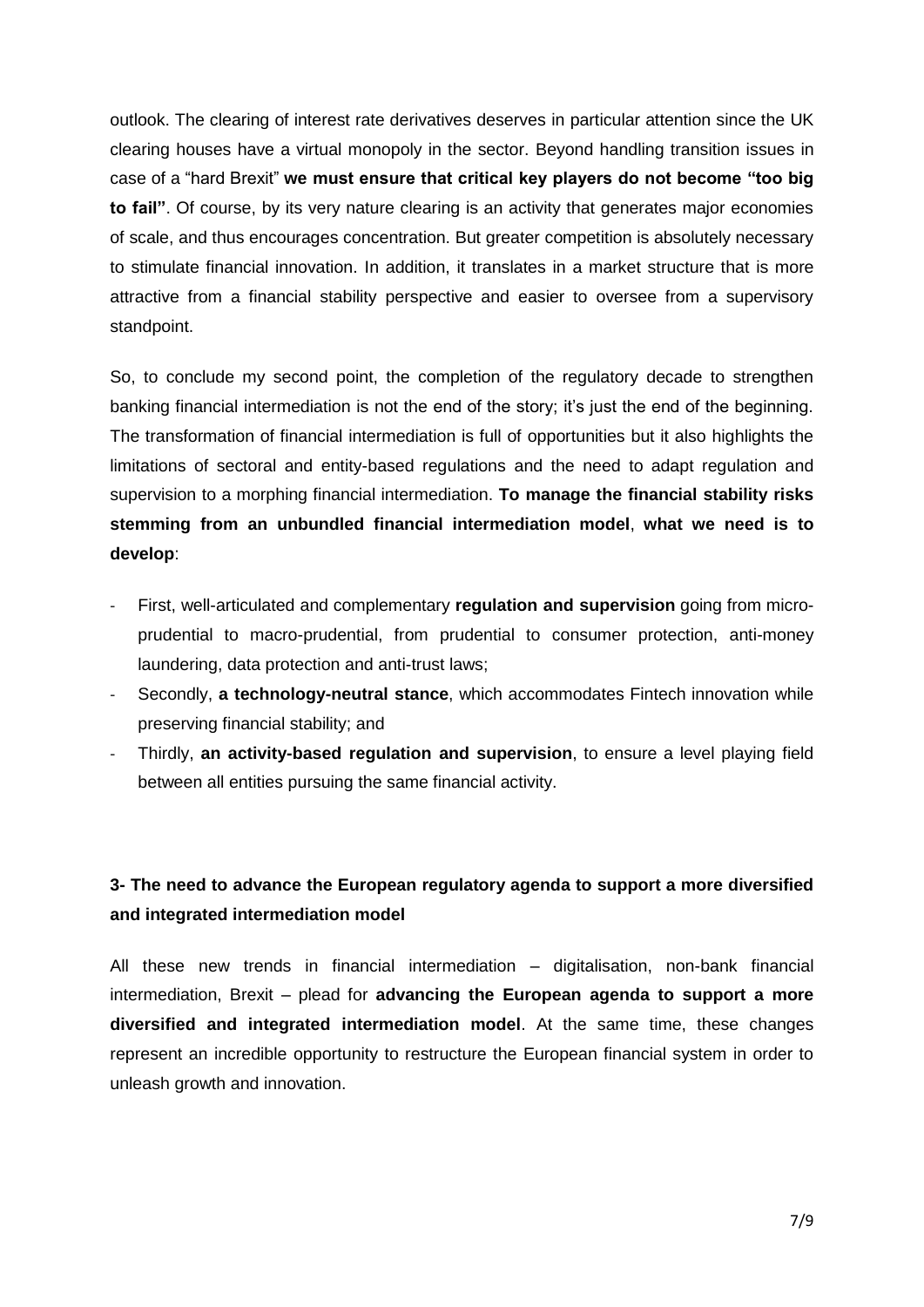outlook. The clearing of interest rate derivatives deserves in particular attention since the UK clearing houses have a virtual monopoly in the sector. Beyond handling transition issues in case of a "hard Brexit" **we must ensure that critical key players do not become "too big to fail"**. Of course, by its very nature clearing is an activity that generates major economies of scale, and thus encourages concentration. But greater competition is absolutely necessary to stimulate financial innovation. In addition, it translates in a market structure that is more attractive from a financial stability perspective and easier to oversee from a supervisory standpoint.

So, to conclude my second point, the completion of the regulatory decade to strengthen banking financial intermediation is not the end of the story; it's just the end of the beginning. The transformation of financial intermediation is full of opportunities but it also highlights the limitations of sectoral and entity-based regulations and the need to adapt regulation and supervision to a morphing financial intermediation. **To manage the financial stability risks stemming from an unbundled financial intermediation model**, **what we need is to develop**:

- First, well-articulated and complementary **regulation and supervision** going from micro-prudential to macro-prudential, from prudential to consumer protection, anti-money laundering, data protection and anti-trust laws;
- Secondly, **a technology-neutral stance**, which accommodates Fintech innovation while preserving financial stability; and
- Thirdly, **an activity-based regulation and supervision**, to ensure a level playing field between all entities pursuing the same financial activity.

### 3- The need to advance the European regulatory agenda to support a more diversified and integrated intermediation model

All these new trends in financial intermediation – digitalisation, non-bank financial intermediation, Brexit – plead for **advancing the European agenda to support a more diversified and integrated intermediation model**. At the same time, these changes represent an incredible opportunity to restructure the European financial system in order to unleash growth and innovation.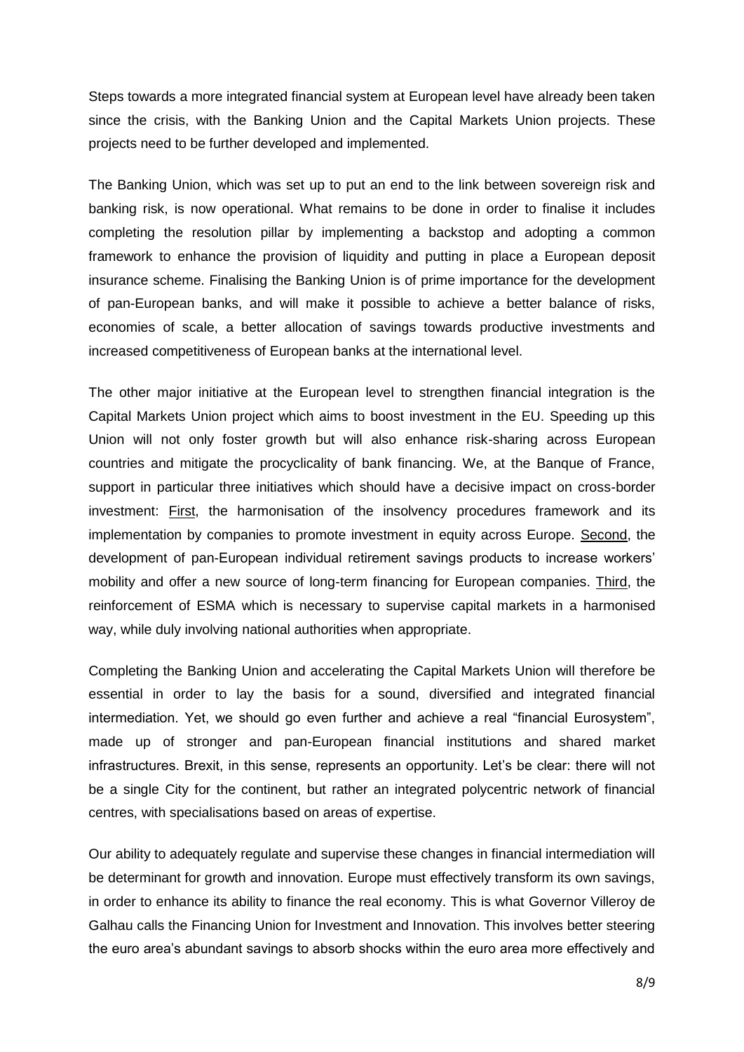Steps towards a more integrated financial system at European level have already been taken since the crisis, with the Banking Union and the Capital Markets Union projects. These projects need to be further developed and implemented.

The Banking Union, which was set up to put an end to the link between sovereign risk and banking risk, is now operational. What remains to be done in order to finalise it includes completing the resolution pillar by implementing a backstop and adopting a common framework to enhance the provision of liquidity and putting in place a European deposit insurance scheme. Finalising the Banking Union is of prime importance for the development of pan-European banks, and will make it possible to achieve a better balance of risks, economies of scale, a better allocation of savings towards productive investments and increased competitiveness of European banks at the international level.

The other major initiative at the European level to strengthen financial integration is the Capital Markets Union project which aims to boost investment in the EU. Speeding up this Union will not only foster growth but will also enhance risk-sharing across European countries and mitigate the procyclicality of bank financing. We, at the Banque of France, support in particular three initiatives which should have a decisive impact on cross-border investment: First, the harmonisation of the insolvency procedures framework and its implementation by companies to promote investment in equity across Europe. Second, the development of pan-European individual retirement savings products to increase workers' mobility and offer a new source of long-term financing for European companies. Third, the reinforcement of ESMA which is necessary to supervise capital markets in a harmonised way, while duly involving national authorities when appropriate.

Completing the Banking Union and accelerating the Capital Markets Union will therefore be essential in order to lay the basis for a sound, diversified and integrated financial intermediation. Yet, we should go even further and achieve a real "financial Eurosystem", made up of stronger and pan-European financial institutions and shared market infrastructures. Brexit, in this sense, represents an opportunity. Let's be clear: there will not be a single City for the continent, but rather an integrated polycentric network of financial centres, with specialisations based on areas of expertise.

Our ability to adequately regulate and supervise these changes in financial intermediation will be determinant for growth and innovation. Europe must effectively transform its own savings, in order to enhance its ability to finance the real economy. This is what Governor Villeroy de Galhau calls the Financing Union for Investment and Innovation. This involves better steering the euro area's abundant savings to absorb shocks within the euro area more effectively and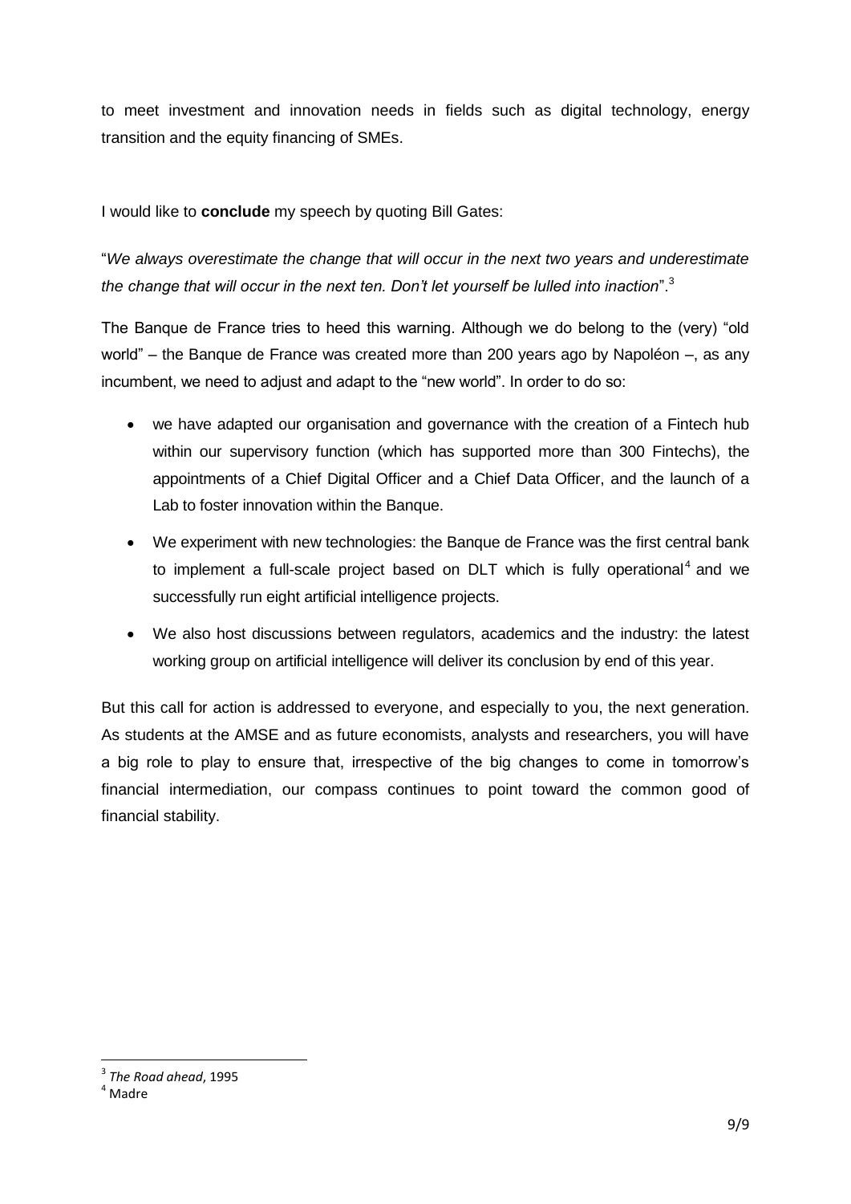to meet investment and innovation needs in fields such as digital technology, energy transition and the equity financing of SMEs.

I would like to **conclude** my speech by quoting Bill Gates:

"*We always overestimate the change that will occur in the next two years and underestimate the change that will occur in the next ten. Don't let yourself be lulled into inaction*".[3]

The Banque de France tries to heed this warning. Although we do belong to the (very) "old world" – the Banque de France was created more than 200 years ago by Napoléon –, as any incumbent, we need to adjust and adapt to the "new world". In order to do so:

- we have adapted our organisation and governance with the creation of a Fintech hub within our supervisory function (which has supported more than 300 Fintechs), the appointments of a Chief Digital Officer and a Chief Data Officer, and the launch of a Lab to foster innovation within the Banque.
- We experiment with new technologies: the Banque de France was the first central bank to implement a full-scale project based on DLT which is fully operational[4] and we successfully run eight artificial intelligence projects.
- We also host discussions between regulators, academics and the industry: the latest working group on artificial intelligence will deliver its conclusion by end of this year.

But this call for action is addressed to everyone, and especially to you, the next generation. As students at the AMSE and as future economists, analysts and researchers, you will have a big role to play to ensure that, irrespective of the big changes to come in tomorrow's financial intermediation, our compass continues to point toward the common good of financial stability.

---

[3] *The Road ahead*, 1995

[4] Madre